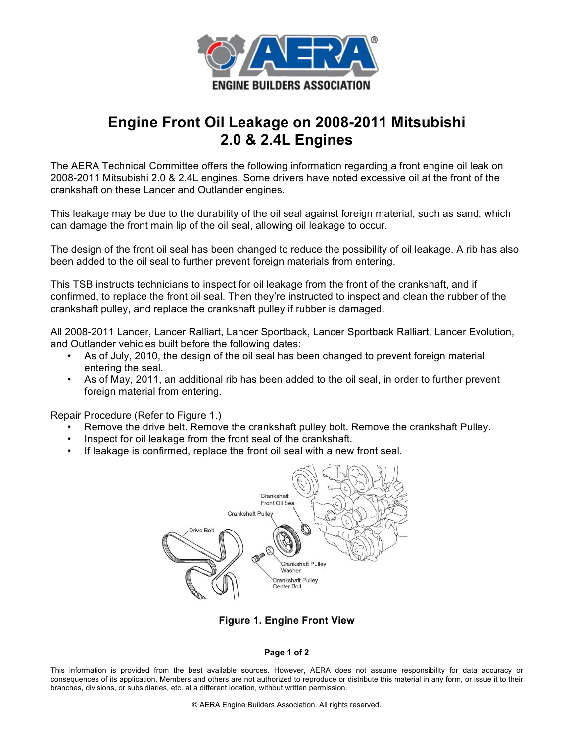# Engine Front Oil Leakage on 2008-2011 Mitsubishi 2.0 & 2.4L Engines

The AERA Technical Committee offers the following information regarding a front engine oil leak on 2008-2011 Mitsubishi 2.0 & 2.4L engines. Some drivers have noted excessive oil at the front of the crankshaft on these Lancer and Outlander engines.

This leakage may be due to the durability of the oil seal against foreign material, such as sand, which can damage the front main lip of the oil seal, allowing oil leakage to occur.

The design of the front oil seal has been changed to reduce the possibility of oil leakage. A rib has also been added to the oil seal to further prevent foreign materials from entering.

This TSB instructs technicians to inspect for oil leakage from the front of the crankshaft, and if confirmed, to replace the front oil seal. Then they're instructed to inspect and clean the rubber of the crankshaft pulley, and replace the crankshaft pulley if rubber is damaged.

All 2008-2011 Lancer, Lancer Ralliart, Lancer Sportback, Lancer Sportback Ralliart, Lancer Evolution, and Outlander vehicles built before the following dates:

- As of July, 2010, the design of the oil seal has been changed to prevent foreign material entering the seal.
- As of May, 2011, an additional rib has been added to the oil seal, in order to further prevent foreign material from entering.

Repair Procedure (Refer to Figure 1.)

- Remove the drive belt. Remove the crankshaft pulley bolt. Remove the crankshaft Pulley.
- Inspect for oil leakage from the front seal of the crankshaft.
- If leakage is confirmed, replace the front oil seal with a new front seal.

Crankshaft Front Oil Seal

Crankshaft Pulley

Drive Belt

Crankshaft Pulley Washer

Crankshaft Pulley Center Bolt

**Figure 1. Engine Front View**

This information is provided from the best available sources. However, AERA does not assume responsibility for data accuracy or consequences of its application. Members and others are not authorized to reproduce or distribute this material in any form, or issue it to their branches, divisions, or subsidiaries, etc. at a different location, without written permission.

© AERA Engine Builders Association. All rights reserved.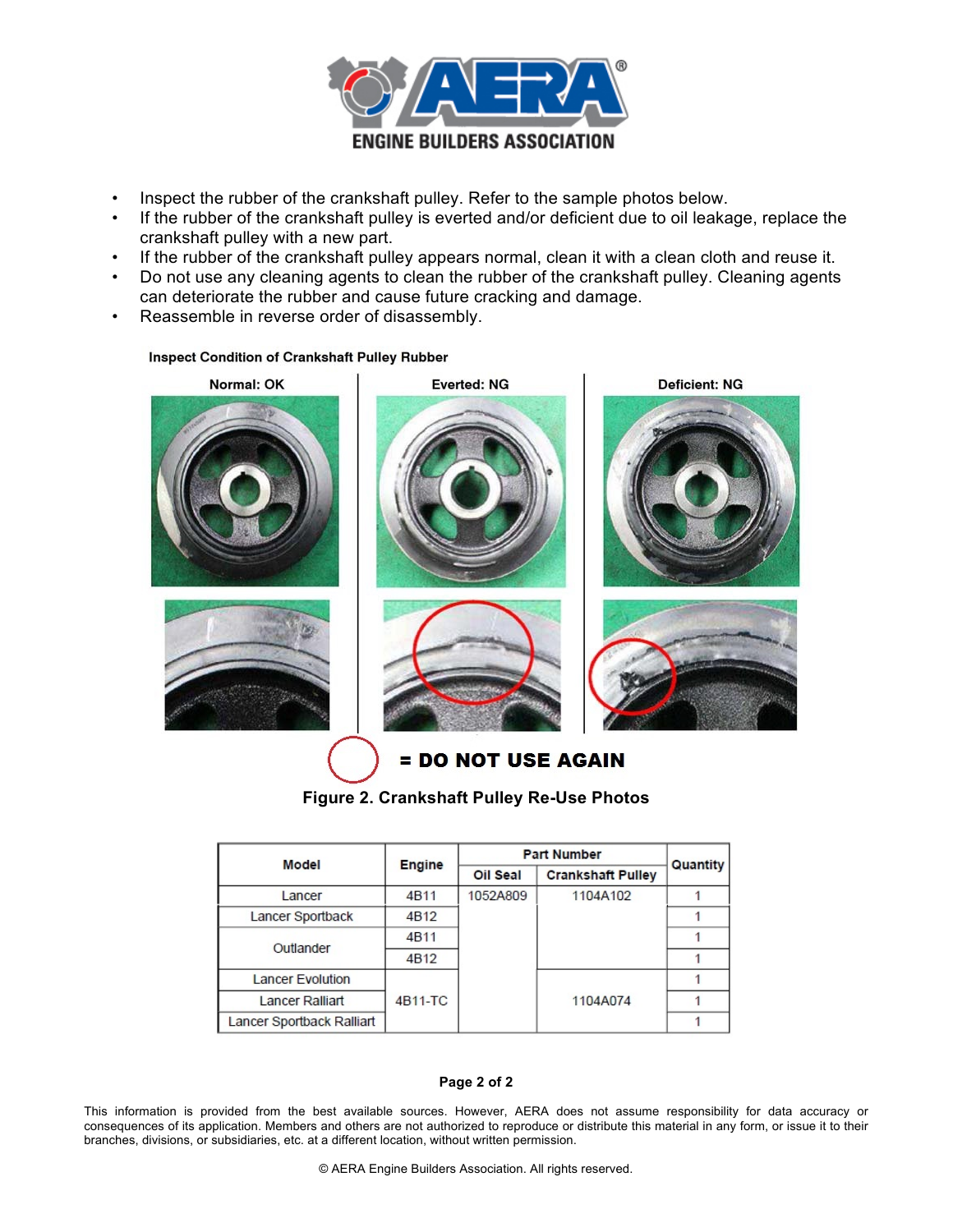- Inspect the rubber of the crankshaft pulley. Refer to the sample photos below.
- If the rubber of the crankshaft pulley is everted and/or deficient due to oil leakage, replace the crankshaft pulley with a new part.
- If the rubber of the crankshaft pulley appears normal, clean it with a clean cloth and reuse it.
- Do not use any cleaning agents to clean the rubber of the crankshaft pulley. Cleaning agents can deteriorate the rubber and cause future cracking and damage.
- Reassemble in reverse order of disassembly.

**Inspect Condition of Crankshaft Pulley Rubber**

Normal: OK

Everted: NG

Deficient: NG

= DO NOT USE AGAIN

**Figure 2. Crankshaft Pulley Re-Use Photos**

| Model | Engine | Part Number | | Quantity |
|---|---|---|---|---|
| | | Oil Seal | Crankshaft Pulley | |
| Lancer | 4B11 | 1052A809 | 1104A102 | 1 |
| Lancer Sportback | 4B12 | | | 1 |
| Outlander | 4B11 | | | 1 |
| | 4B12 | | | 1 |
| Lancer Evolution | 4B11-TC | | 1104A074 | 1 |
| Lancer Ralliart | | | | 1 |
| Lancer Sportback Ralliart | | | | 1 |

This information is provided from the best available sources. However, AERA does not assume responsibility for data accuracy or consequences of its application. Members and others are not authorized to reproduce or distribute this material in any form, or issue it to their branches, divisions, or subsidiaries, etc. at a different location, without written permission.

© AERA Engine Builders Association. All rights reserved.